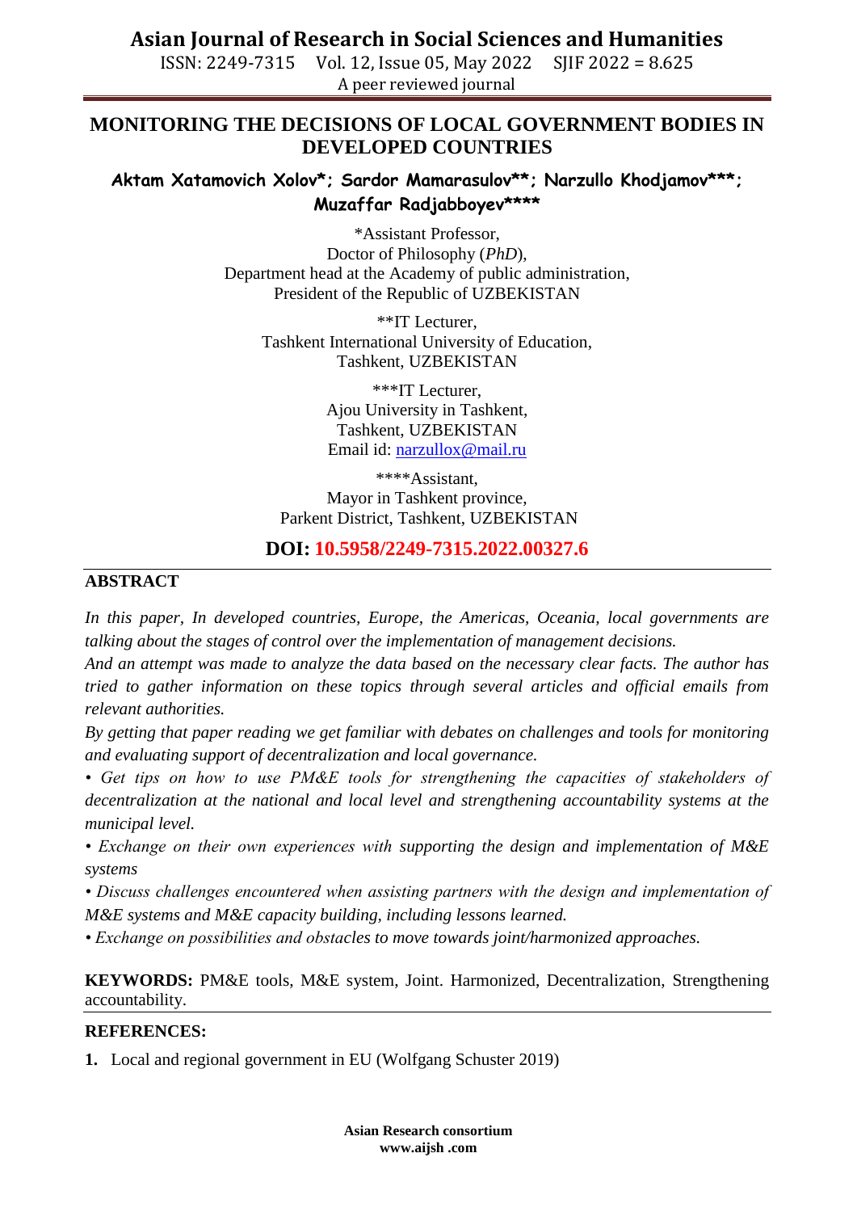# MONITORING THE DECISIONS OF LOCAL GOVERNMENT BODIES IN DEVELOPED COUNTRIES

**Aktam Xatamovich Xolov*; Sardor Mamarasulov**; Narzullo Khodjamov***; Muzaffar Radjabboyev******

*Assistant Professor,
Doctor of Philosophy (*PhD*),
Department head at the Academy of public administration,
President of the Republic of UZBEKISTAN

**IT Lecturer,
Tashkent International University of Education,
Tashkent, UZBEKISTAN

***IT Lecturer,
Ajou University in Tashkent,
Tashkent, UZBEKISTAN
Email id: narzullox@mail.ru

****Assistant,
Mayor in Tashkent province,
Parkent District, Tashkent, UZBEKISTAN

**DOI: 10.5958/2249-7315.2022.00327.6**

## ABSTRACT

*In this paper, In developed countries, Europe, the Americas, Oceania, local governments are talking about the stages of control over the implementation of management decisions.*

*And an attempt was made to analyze the data based on the necessary clear facts. The author has tried to gather information on these topics through several articles and official emails from relevant authorities.*

*By getting that paper reading we get familiar with debates on challenges and tools for monitoring and evaluating support of decentralization and local governance.*

*• Get tips on how to use PM&E tools for strengthening the capacities of stakeholders of decentralization at the national and local level and strengthening accountability systems at the municipal level.*

*• Exchange on their own experiences with supporting the design and implementation of M&E systems*

*• Discuss challenges encountered when assisting partners with the design and implementation of M&E systems and M&E capacity building, including lessons learned.*

*• Exchange on possibilities and obstacles to move towards joint/harmonized approaches.*

**KEYWORDS:** PM&E tools, M&E system, Joint. Harmonized, Decentralization, Strengthening accountability.

## REFERENCES:

1. Local and regional government in EU (Wolfgang Schuster 2019)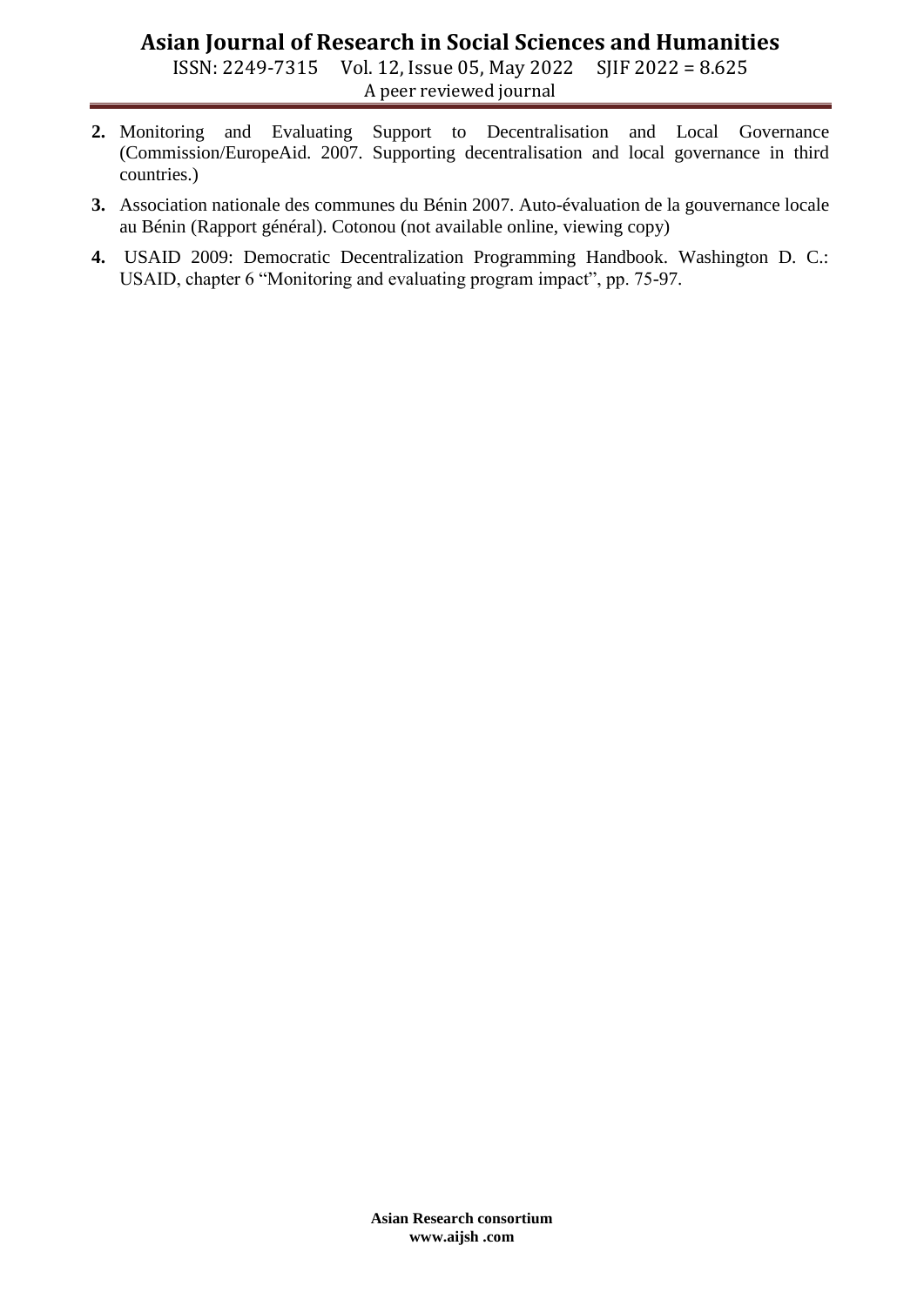2. Monitoring and Evaluating Support to Decentralisation and Local Governance (Commission/EuropeAid. 2007. Supporting decentralisation and local governance in third countries.)
3. Association nationale des communes du Bénin 2007. Auto-évaluation de la gouvernance locale au Bénin (Rapport général). Cotonou (not available online, viewing copy)
4. USAID 2009: Democratic Decentralization Programming Handbook. Washington D. C.: USAID, chapter 6 "Monitoring and evaluating program impact", pp. 75-97.